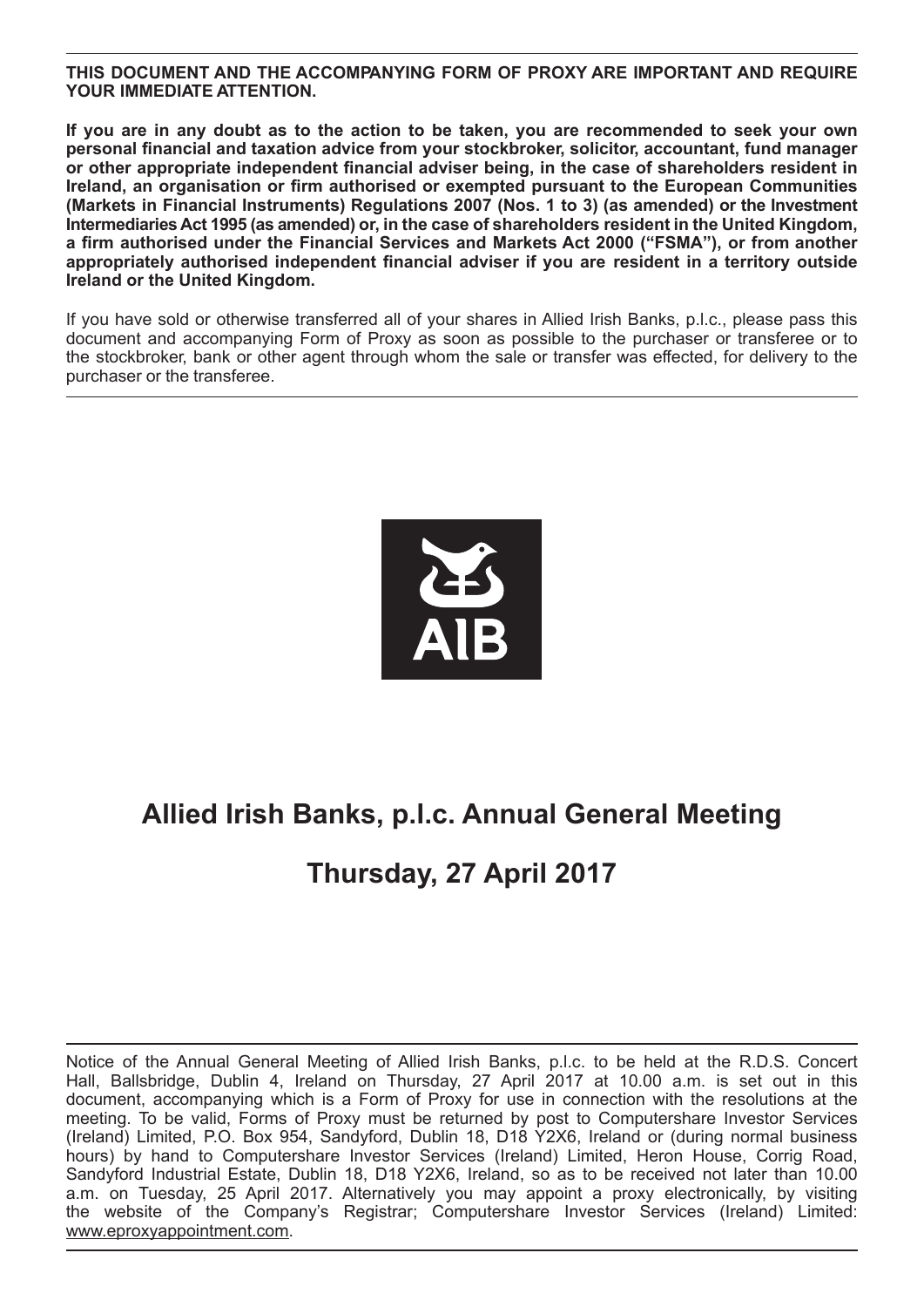**THIS DOCUMENT AND THE ACCOMPANYING FORM OF PROXY ARE IMPORTANT AND REQUIRE YOUR IMMEDIATE ATTENTION.**

**If you are in any doubt as to the action to be taken, you are recommended to seek your own personal financial and taxation advice from your stockbroker, solicitor, accountant, fund manager or other appropriate independent financial adviser being, in the case of shareholders resident in Ireland, an organisation or firm authorised or exempted pursuant to the European Communities (Markets in Financial Instruments) Regulations 2007 (Nos. 1 to 3) (as amended) or the Investment Intermediaries Act 1995 (as amended) or, in the case of shareholders resident in the United Kingdom, a firm authorised under the Financial Services and Markets Act 2000 ("FSMA"), or from another appropriately authorised independent financial adviser if you are resident in a territory outside Ireland or the United Kingdom.**

If you have sold or otherwise transferred all of your shares in Allied Irish Banks, p.l.c., please pass this document and accompanying Form of Proxy as soon as possible to the purchaser or transferee or to the stockbroker, bank or other agent through whom the sale or transfer was effected, for delivery to the purchaser or the transferee.

AIB

# Allied Irish Banks, p.l.c. Annual General Meeting

## Thursday, 27 April 2017

Notice of the Annual General Meeting of Allied Irish Banks, p.l.c. to be held at the R.D.S. Concert Hall, Ballsbridge, Dublin 4, Ireland on Thursday, 27 April 2017 at 10.00 a.m. is set out in this document, accompanying which is a Form of Proxy for use in connection with the resolutions at the meeting. To be valid, Forms of Proxy must be returned by post to Computershare Investor Services (Ireland) Limited, P.O. Box 954, Sandyford, Dublin 18, D18 Y2X6, Ireland or (during normal business hours) by hand to Computershare Investor Services (Ireland) Limited, Heron House, Corrig Road, Sandyford Industrial Estate, Dublin 18, D18 Y2X6, Ireland, so as to be received not later than 10.00 a.m. on Tuesday, 25 April 2017. Alternatively you may appoint a proxy electronically, by visiting the website of the Company's Registrar; Computershare Investor Services (Ireland) Limited: www.eproxyappointment.com.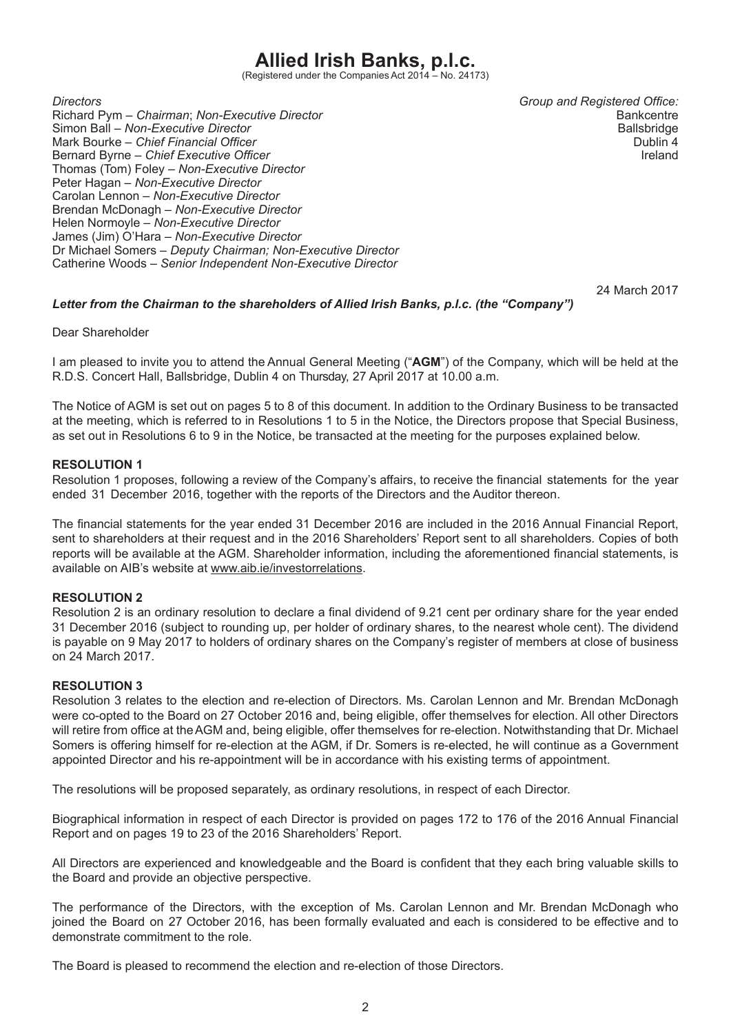# Allied Irish Banks, p.l.c.

(Registered under the Companies Act 2014 – No. 24173)

*Directors*
Richard Pym – *Chairman*; *Non-Executive Director*
Simon Ball – *Non-Executive Director*
Mark Bourke – *Chief Financial Officer*
Bernard Byrne – *Chief Executive Officer*
Thomas (Tom) Foley – *Non-Executive Director*
Peter Hagan – *Non-Executive Director*
Carolan Lennon – *Non-Executive Director*
Brendan McDonagh – *Non-Executive Director*
Helen Normoyle – *Non-Executive Director*
James (Jim) O'Hara – *Non-Executive Director*
Dr Michael Somers – *Deputy Chairman; Non-Executive Director*
Catherine Woods – *Senior Independent Non-Executive Director*

*Group and Registered Office:*
Bankcentre
Ballsbridge
Dublin 4
Ireland

24 March 2017

***Letter from the Chairman to the shareholders of Allied Irish Banks, p.l.c. (the "Company")***

Dear Shareholder

I am pleased to invite you to attend the Annual General Meeting ("**AGM**") of the Company, which will be held at the R.D.S. Concert Hall, Ballsbridge, Dublin 4 on Thursday, 27 April 2017 at 10.00 a.m.

The Notice of AGM is set out on pages 5 to 8 of this document. In addition to the Ordinary Business to be transacted at the meeting, which is referred to in Resolutions 1 to 5 in the Notice, the Directors propose that Special Business, as set out in Resolutions 6 to 9 in the Notice, be transacted at the meeting for the purposes explained below.

**RESOLUTION 1**

Resolution 1 proposes, following a review of the Company's affairs, to receive the financial statements for the year ended 31 December 2016, together with the reports of the Directors and the Auditor thereon.

The financial statements for the year ended 31 December 2016 are included in the 2016 Annual Financial Report, sent to shareholders at their request and in the 2016 Shareholders' Report sent to all shareholders. Copies of both reports will be available at the AGM. Shareholder information, including the aforementioned financial statements, is available on AIB's website at www.aib.ie/investorrelations.

**RESOLUTION 2**

Resolution 2 is an ordinary resolution to declare a final dividend of 9.21 cent per ordinary share for the year ended 31 December 2016 (subject to rounding up, per holder of ordinary shares, to the nearest whole cent). The dividend is payable on 9 May 2017 to holders of ordinary shares on the Company's register of members at close of business on 24 March 2017.

**RESOLUTION 3**

Resolution 3 relates to the election and re-election of Directors. Ms. Carolan Lennon and Mr. Brendan McDonagh were co-opted to the Board on 27 October 2016 and, being eligible, offer themselves for election. All other Directors will retire from office at the AGM and, being eligible, offer themselves for re-election. Notwithstanding that Dr. Michael Somers is offering himself for re-election at the AGM, if Dr. Somers is re-elected, he will continue as a Government appointed Director and his re-appointment will be in accordance with his existing terms of appointment.

The resolutions will be proposed separately, as ordinary resolutions, in respect of each Director.

Biographical information in respect of each Director is provided on pages 172 to 176 of the 2016 Annual Financial Report and on pages 19 to 23 of the 2016 Shareholders' Report.

All Directors are experienced and knowledgeable and the Board is confident that they each bring valuable skills to the Board and provide an objective perspective.

The performance of the Directors, with the exception of Ms. Carolan Lennon and Mr. Brendan McDonagh who joined the Board on 27 October 2016, has been formally evaluated and each is considered to be effective and to demonstrate commitment to the role.

The Board is pleased to recommend the election and re-election of those Directors.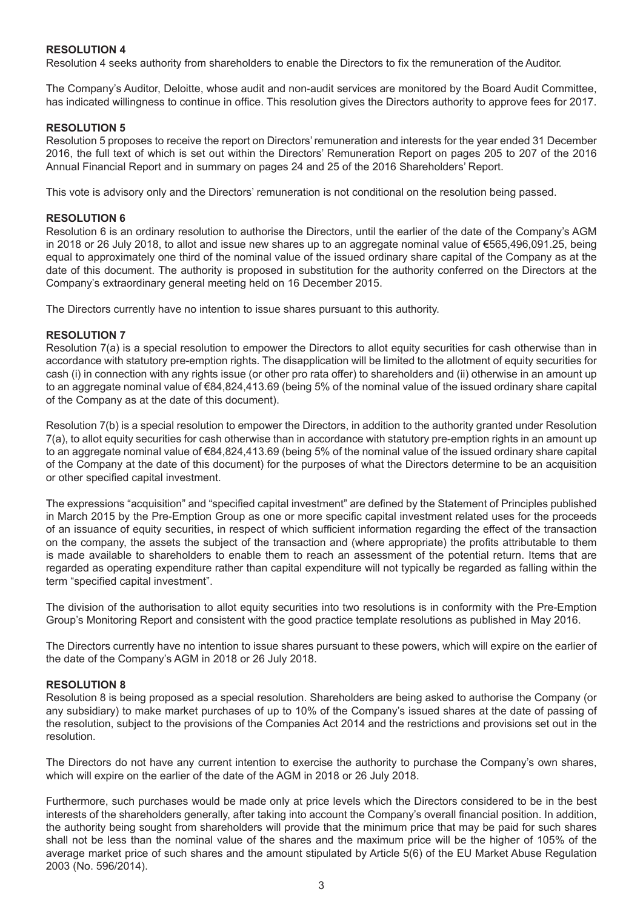### RESOLUTION 4

Resolution 4 seeks authority from shareholders to enable the Directors to fix the remuneration of the Auditor.

The Company's Auditor, Deloitte, whose audit and non-audit services are monitored by the Board Audit Committee, has indicated willingness to continue in office. This resolution gives the Directors authority to approve fees for 2017.

### RESOLUTION 5

Resolution 5 proposes to receive the report on Directors' remuneration and interests for the year ended 31 December 2016, the full text of which is set out within the Directors' Remuneration Report on pages 205 to 207 of the 2016 Annual Financial Report and in summary on pages 24 and 25 of the 2016 Shareholders' Report.

This vote is advisory only and the Directors' remuneration is not conditional on the resolution being passed.

### RESOLUTION 6

Resolution 6 is an ordinary resolution to authorise the Directors, until the earlier of the date of the Company's AGM in 2018 or 26 July 2018, to allot and issue new shares up to an aggregate nominal value of €565,496,091.25, being equal to approximately one third of the nominal value of the issued ordinary share capital of the Company as at the date of this document. The authority is proposed in substitution for the authority conferred on the Directors at the Company's extraordinary general meeting held on 16 December 2015.

The Directors currently have no intention to issue shares pursuant to this authority.

### RESOLUTION 7

Resolution 7(a) is a special resolution to empower the Directors to allot equity securities for cash otherwise than in accordance with statutory pre-emption rights. The disapplication will be limited to the allotment of equity securities for cash (i) in connection with any rights issue (or other pro rata offer) to shareholders and (ii) otherwise in an amount up to an aggregate nominal value of €84,824,413.69 (being 5% of the nominal value of the issued ordinary share capital of the Company as at the date of this document).

Resolution 7(b) is a special resolution to empower the Directors, in addition to the authority granted under Resolution 7(a), to allot equity securities for cash otherwise than in accordance with statutory pre-emption rights in an amount up to an aggregate nominal value of €84,824,413.69 (being 5% of the nominal value of the issued ordinary share capital of the Company at the date of this document) for the purposes of what the Directors determine to be an acquisition or other specified capital investment.

The expressions "acquisition" and "specified capital investment" are defined by the Statement of Principles published in March 2015 by the Pre-Emption Group as one or more specific capital investment related uses for the proceeds of an issuance of equity securities, in respect of which sufficient information regarding the effect of the transaction on the company, the assets the subject of the transaction and (where appropriate) the profits attributable to them is made available to shareholders to enable them to reach an assessment of the potential return. Items that are regarded as operating expenditure rather than capital expenditure will not typically be regarded as falling within the term "specified capital investment".

The division of the authorisation to allot equity securities into two resolutions is in conformity with the Pre-Emption Group's Monitoring Report and consistent with the good practice template resolutions as published in May 2016.

The Directors currently have no intention to issue shares pursuant to these powers, which will expire on the earlier of the date of the Company's AGM in 2018 or 26 July 2018.

### RESOLUTION 8

Resolution 8 is being proposed as a special resolution. Shareholders are being asked to authorise the Company (or any subsidiary) to make market purchases of up to 10% of the Company's issued shares at the date of passing of the resolution, subject to the provisions of the Companies Act 2014 and the restrictions and provisions set out in the resolution.

The Directors do not have any current intention to exercise the authority to purchase the Company's own shares, which will expire on the earlier of the date of the AGM in 2018 or 26 July 2018.

Furthermore, such purchases would be made only at price levels which the Directors considered to be in the best interests of the shareholders generally, after taking into account the Company's overall financial position. In addition, the authority being sought from shareholders will provide that the minimum price that may be paid for such shares shall not be less than the nominal value of the shares and the maximum price will be the higher of 105% of the average market price of such shares and the amount stipulated by Article 5(6) of the EU Market Abuse Regulation 2003 (No. 596/2014).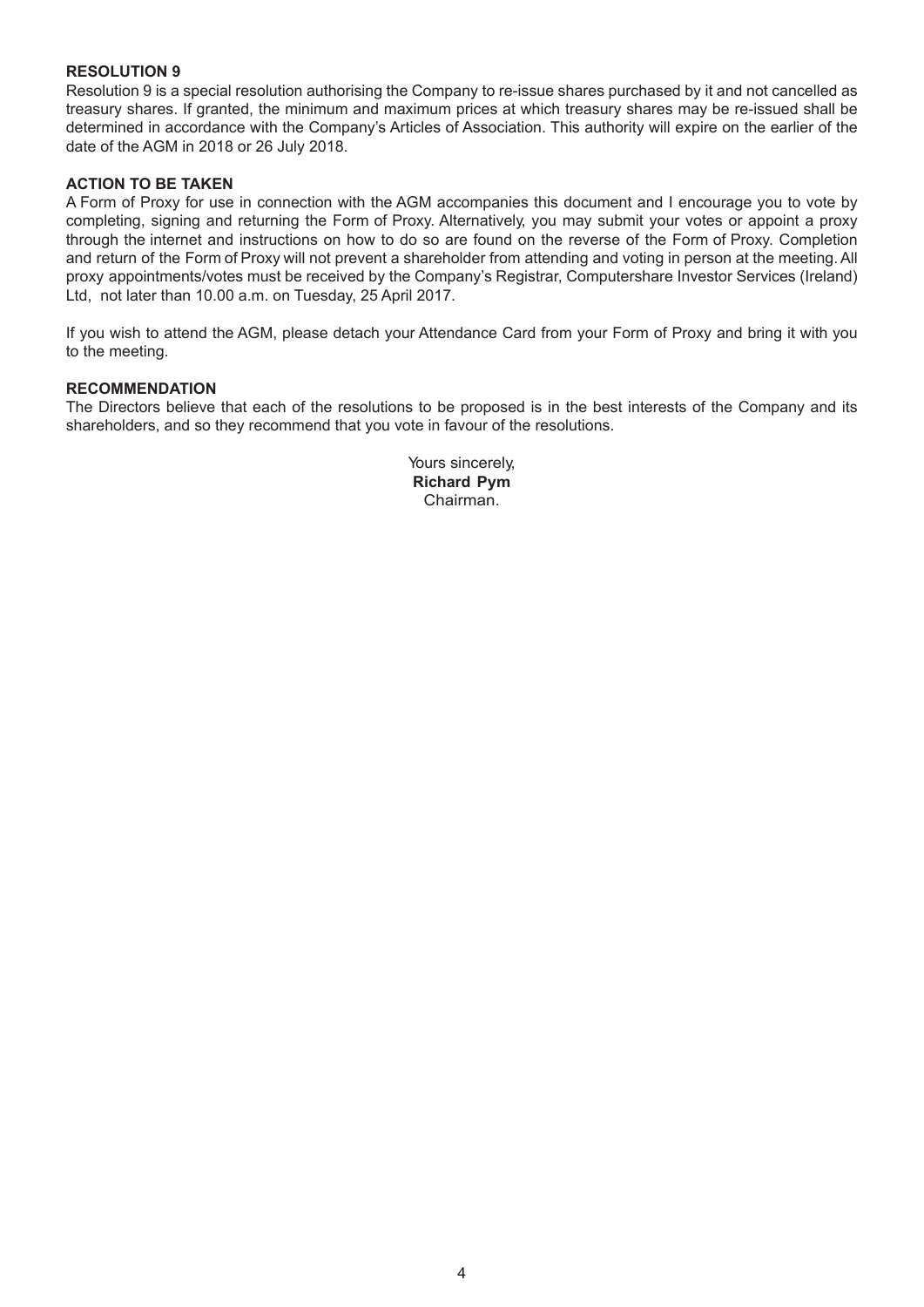**RESOLUTION 9**

Resolution 9 is a special resolution authorising the Company to re-issue shares purchased by it and not cancelled as treasury shares. If granted, the minimum and maximum prices at which treasury shares may be re-issued shall be determined in accordance with the Company's Articles of Association. This authority will expire on the earlier of the date of the AGM in 2018 or 26 July 2018.

**ACTION TO BE TAKEN**

A Form of Proxy for use in connection with the AGM accompanies this document and I encourage you to vote by completing, signing and returning the Form of Proxy. Alternatively, you may submit your votes or appoint a proxy through the internet and instructions on how to do so are found on the reverse of the Form of Proxy. Completion and return of the Form of Proxy will not prevent a shareholder from attending and voting in person at the meeting. All proxy appointments/votes must be received by the Company's Registrar, Computershare Investor Services (Ireland) Ltd, not later than 10.00 a.m. on Tuesday, 25 April 2017.

If you wish to attend the AGM, please detach your Attendance Card from your Form of Proxy and bring it with you to the meeting.

**RECOMMENDATION**

The Directors believe that each of the resolutions to be proposed is in the best interests of the Company and its shareholders, and so they recommend that you vote in favour of the resolutions.

Yours sincerely,
**Richard Pym**
Chairman.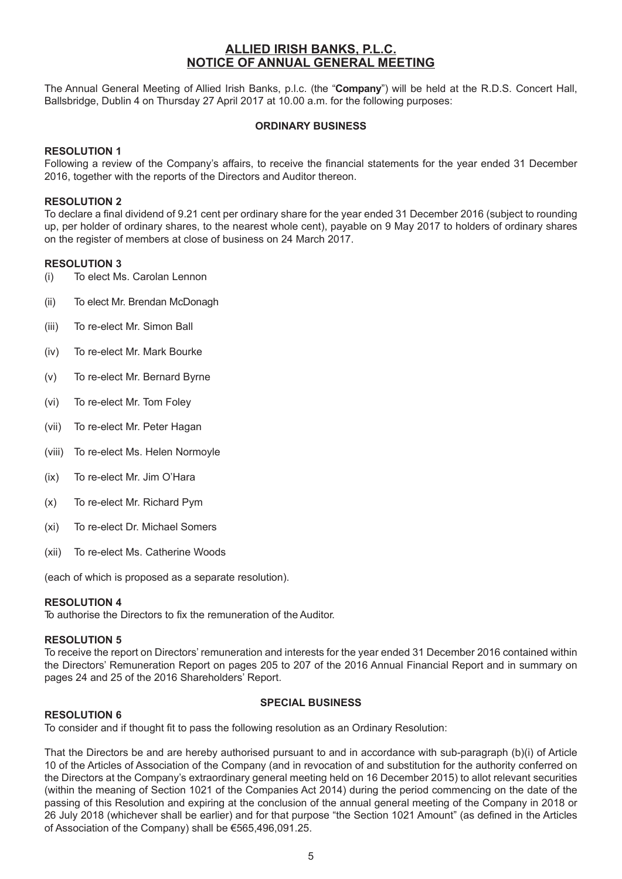# ALLIED IRISH BANKS, P.L.C.
# NOTICE OF ANNUAL GENERAL MEETING

The Annual General Meeting of Allied Irish Banks, p.l.c. (the "**Company**") will be held at the R.D.S. Concert Hall, Ballsbridge, Dublin 4 on Thursday 27 April 2017 at 10.00 a.m. for the following purposes:

## ORDINARY BUSINESS

**RESOLUTION 1**

Following a review of the Company's affairs, to receive the financial statements for the year ended 31 December 2016, together with the reports of the Directors and Auditor thereon.

**RESOLUTION 2**

To declare a final dividend of 9.21 cent per ordinary share for the year ended 31 December 2016 (subject to rounding up, per holder of ordinary shares, to the nearest whole cent), payable on 9 May 2017 to holders of ordinary shares on the register of members at close of business on 24 March 2017.

**RESOLUTION 3**

(i) To elect Ms. Carolan Lennon

(ii) To elect Mr. Brendan McDonagh

(iii) To re-elect Mr. Simon Ball

(iv) To re-elect Mr. Mark Bourke

(v) To re-elect Mr. Bernard Byrne

(vi) To re-elect Mr. Tom Foley

(vii) To re-elect Mr. Peter Hagan

(viii) To re-elect Ms. Helen Normoyle

(ix) To re-elect Mr. Jim O'Hara

(x) To re-elect Mr. Richard Pym

(xi) To re-elect Dr. Michael Somers

(xii) To re-elect Ms. Catherine Woods

(each of which is proposed as a separate resolution).

**RESOLUTION 4**

To authorise the Directors to fix the remuneration of the Auditor.

**RESOLUTION 5**

To receive the report on Directors' remuneration and interests for the year ended 31 December 2016 contained within the Directors' Remuneration Report on pages 205 to 207 of the 2016 Annual Financial Report and in summary on pages 24 and 25 of the 2016 Shareholders' Report.

## SPECIAL BUSINESS

**RESOLUTION 6**

To consider and if thought fit to pass the following resolution as an Ordinary Resolution:

That the Directors be and are hereby authorised pursuant to and in accordance with sub-paragraph (b)(i) of Article 10 of the Articles of Association of the Company (and in revocation of and substitution for the authority conferred on the Directors at the Company's extraordinary general meeting held on 16 December 2015) to allot relevant securities (within the meaning of Section 1021 of the Companies Act 2014) during the period commencing on the date of the passing of this Resolution and expiring at the conclusion of the annual general meeting of the Company in 2018 or 26 July 2018 (whichever shall be earlier) and for that purpose "the Section 1021 Amount" (as defined in the Articles of Association of the Company) shall be €565,496,091.25.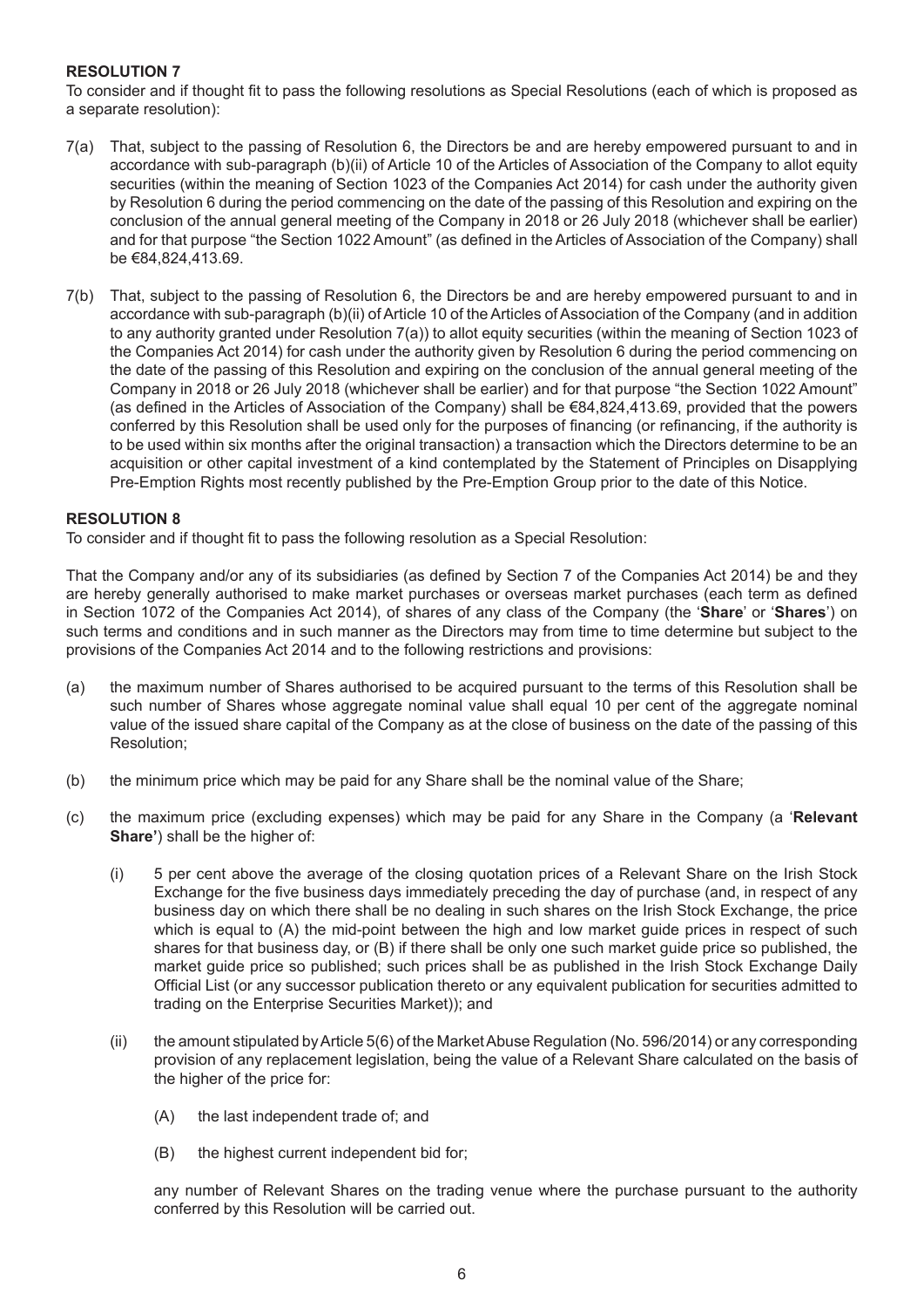**RESOLUTION 7**

To consider and if thought fit to pass the following resolutions as Special Resolutions (each of which is proposed as a separate resolution):

7(a) That, subject to the passing of Resolution 6, the Directors be and are hereby empowered pursuant to and in accordance with sub-paragraph (b)(ii) of Article 10 of the Articles of Association of the Company to allot equity securities (within the meaning of Section 1023 of the Companies Act 2014) for cash under the authority given by Resolution 6 during the period commencing on the date of the passing of this Resolution and expiring on the conclusion of the annual general meeting of the Company in 2018 or 26 July 2018 (whichever shall be earlier) and for that purpose "the Section 1022 Amount" (as defined in the Articles of Association of the Company) shall be €84,824,413.69.

7(b) That, subject to the passing of Resolution 6, the Directors be and are hereby empowered pursuant to and in accordance with sub-paragraph (b)(ii) of Article 10 of the Articles of Association of the Company (and in addition to any authority granted under Resolution 7(a)) to allot equity securities (within the meaning of Section 1023 of the Companies Act 2014) for cash under the authority given by Resolution 6 during the period commencing on the date of the passing of this Resolution and expiring on the conclusion of the annual general meeting of the Company in 2018 or 26 July 2018 (whichever shall be earlier) and for that purpose "the Section 1022 Amount" (as defined in the Articles of Association of the Company) shall be €84,824,413.69, provided that the powers conferred by this Resolution shall be used only for the purposes of financing (or refinancing, if the authority is to be used within six months after the original transaction) a transaction which the Directors determine to be an acquisition or other capital investment of a kind contemplated by the Statement of Principles on Disapplying Pre-Emption Rights most recently published by the Pre-Emption Group prior to the date of this Notice.

**RESOLUTION 8**

To consider and if thought fit to pass the following resolution as a Special Resolution:

That the Company and/or any of its subsidiaries (as defined by Section 7 of the Companies Act 2014) be and they are hereby generally authorised to make market purchases or overseas market purchases (each term as defined in Section 1072 of the Companies Act 2014), of shares of any class of the Company (the '**Share**' or '**Shares**') on such terms and conditions and in such manner as the Directors may from time to time determine but subject to the provisions of the Companies Act 2014 and to the following restrictions and provisions:

(a) the maximum number of Shares authorised to be acquired pursuant to the terms of this Resolution shall be such number of Shares whose aggregate nominal value shall equal 10 per cent of the aggregate nominal value of the issued share capital of the Company as at the close of business on the date of the passing of this Resolution;

(b) the minimum price which may be paid for any Share shall be the nominal value of the Share;

(c) the maximum price (excluding expenses) which may be paid for any Share in the Company (a '**Relevant Share'**) shall be the higher of:

   (i) 5 per cent above the average of the closing quotation prices of a Relevant Share on the Irish Stock Exchange for the five business days immediately preceding the day of purchase (and, in respect of any business day on which there shall be no dealing in such shares on the Irish Stock Exchange, the price which is equal to (A) the mid-point between the high and low market guide prices in respect of such shares for that business day, or (B) if there shall be only one such market guide price so published, the market guide price so published; such prices shall be as published in the Irish Stock Exchange Daily Official List (or any successor publication thereto or any equivalent publication for securities admitted to trading on the Enterprise Securities Market)); and

   (ii) the amount stipulated by Article 5(6) of the Market Abuse Regulation (No. 596/2014) or any corresponding provision of any replacement legislation, being the value of a Relevant Share calculated on the basis of the higher of the price for:

      (A) the last independent trade of; and

      (B) the highest current independent bid for;

   any number of Relevant Shares on the trading venue where the purchase pursuant to the authority conferred by this Resolution will be carried out.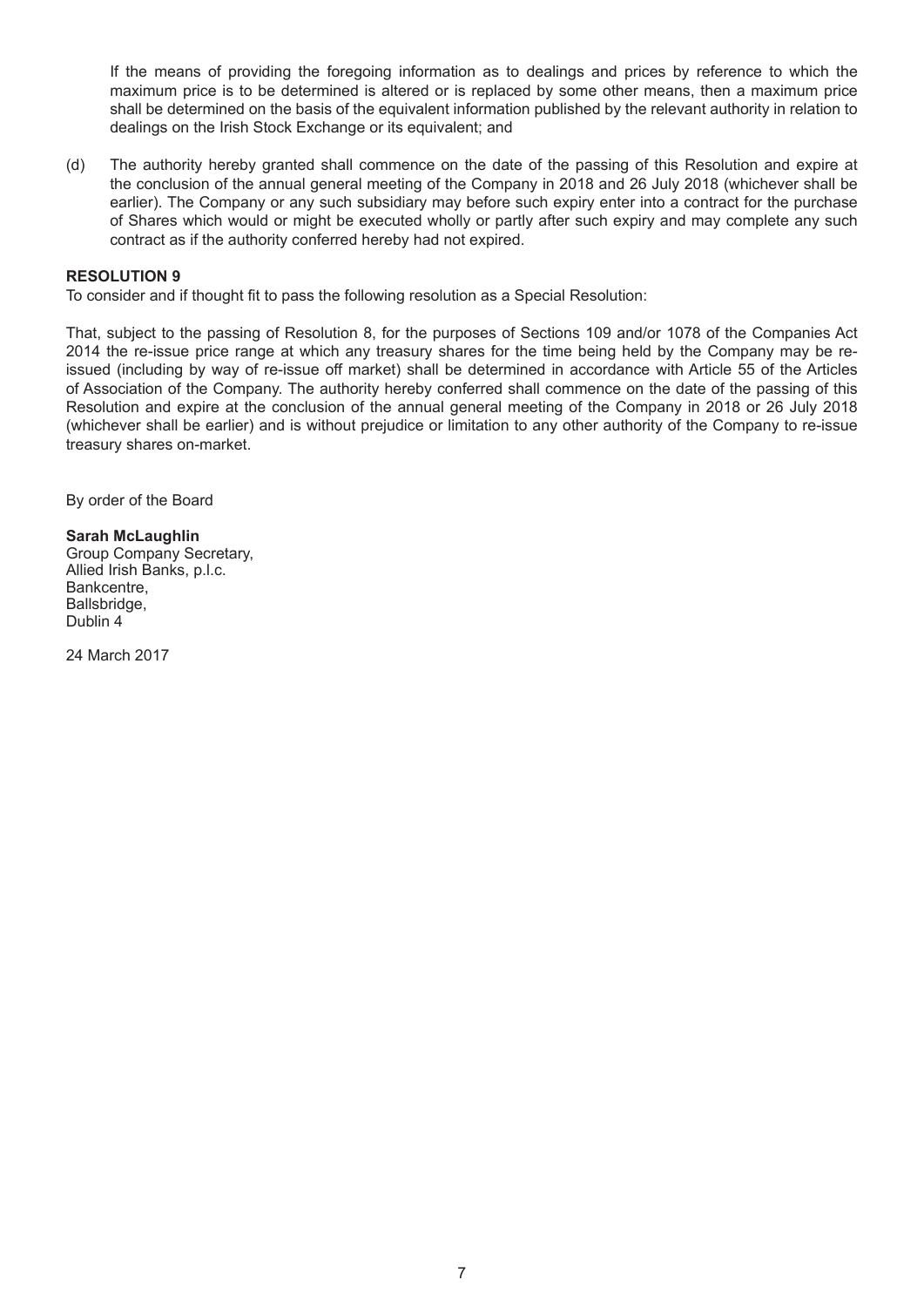If the means of providing the foregoing information as to dealings and prices by reference to which the maximum price is to be determined is altered or is replaced by some other means, then a maximum price shall be determined on the basis of the equivalent information published by the relevant authority in relation to dealings on the Irish Stock Exchange or its equivalent; and

(d) The authority hereby granted shall commence on the date of the passing of this Resolution and expire at the conclusion of the annual general meeting of the Company in 2018 and 26 July 2018 (whichever shall be earlier). The Company or any such subsidiary may before such expiry enter into a contract for the purchase of Shares which would or might be executed wholly or partly after such expiry and may complete any such contract as if the authority conferred hereby had not expired.

**RESOLUTION 9**

To consider and if thought fit to pass the following resolution as a Special Resolution:

That, subject to the passing of Resolution 8, for the purposes of Sections 109 and/or 1078 of the Companies Act 2014 the re-issue price range at which any treasury shares for the time being held by the Company may be re-issued (including by way of re-issue off market) shall be determined in accordance with Article 55 of the Articles of Association of the Company. The authority hereby conferred shall commence on the date of the passing of this Resolution and expire at the conclusion of the annual general meeting of the Company in 2018 or 26 July 2018 (whichever shall be earlier) and is without prejudice or limitation to any other authority of the Company to re-issue treasury shares on-market.

By order of the Board

**Sarah McLaughlin**
Group Company Secretary,
Allied Irish Banks, p.l.c.
Bankcentre,
Ballsbridge,
Dublin 4

24 March 2017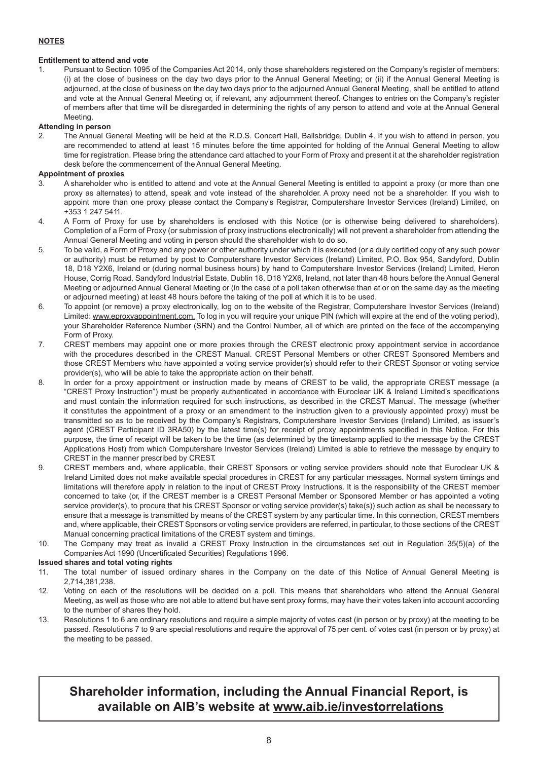**NOTES**

**Entitlement to attend and vote**

1. Pursuant to Section 1095 of the Companies Act 2014, only those shareholders registered on the Company's register of members: (i) at the close of business on the day two days prior to the Annual General Meeting; or (ii) if the Annual General Meeting is adjourned, at the close of business on the day two days prior to the adjourned Annual General Meeting, shall be entitled to attend and vote at the Annual General Meeting or, if relevant, any adjournment thereof. Changes to entries on the Company's register of members after that time will be disregarded in determining the rights of any person to attend and vote at the Annual General Meeting.

**Attending in person**

2. The Annual General Meeting will be held at the R.D.S. Concert Hall, Ballsbridge, Dublin 4. If you wish to attend in person, you are recommended to attend at least 15 minutes before the time appointed for holding of the Annual General Meeting to allow time for registration. Please bring the attendance card attached to your Form of Proxy and present it at the shareholder registration desk before the commencement of the Annual General Meeting.

**Appointment of proxies**

3. A shareholder who is entitled to attend and vote at the Annual General Meeting is entitled to appoint a proxy (or more than one proxy as alternates) to attend, speak and vote instead of the shareholder. A proxy need not be a shareholder. If you wish to appoint more than one proxy please contact the Company's Registrar, Computershare Investor Services (Ireland) Limited, on +353 1 247 5411.
4. A Form of Proxy for use by shareholders is enclosed with this Notice (or is otherwise being delivered to shareholders). Completion of a Form of Proxy (or submission of proxy instructions electronically) will not prevent a shareholder from attending the Annual General Meeting and voting in person should the shareholder wish to do so.
5. To be valid, a Form of Proxy and any power or other authority under which it is executed (or a duly certified copy of any such power or authority) must be returned by post to Computershare Investor Services (Ireland) Limited, P.O. Box 954, Sandyford, Dublin 18, D18 Y2X6, Ireland or (during normal business hours) by hand to Computershare Investor Services (Ireland) Limited, Heron House, Corrig Road, Sandyford Industrial Estate, Dublin 18, D18 Y2X6, Ireland, not later than 48 hours before the Annual General Meeting or adjourned Annual General Meeting or (in the case of a poll taken otherwise than at or on the same day as the meeting or adjourned meeting) at least 48 hours before the taking of the poll at which it is to be used.
6. To appoint (or remove) a proxy electronically, log on to the website of the Registrar, Computershare Investor Services (Ireland) Limited: www.eproxyappointment.com. To log in you will require your unique PIN (which will expire at the end of the voting period), your Shareholder Reference Number (SRN) and the Control Number, all of which are printed on the face of the accompanying Form of Proxy.
7. CREST members may appoint one or more proxies through the CREST electronic proxy appointment service in accordance with the procedures described in the CREST Manual. CREST Personal Members or other CREST Sponsored Members and those CREST Members who have appointed a voting service provider(s) should refer to their CREST Sponsor or voting service provider(s), who will be able to take the appropriate action on their behalf.
8. In order for a proxy appointment or instruction made by means of CREST to be valid, the appropriate CREST message (a "CREST Proxy Instruction") must be properly authenticated in accordance with Euroclear UK & Ireland Limited's specifications and must contain the information required for such instructions, as described in the CREST Manual. The message (whether it constitutes the appointment of a proxy or an amendment to the instruction given to a previously appointed proxy) must be transmitted so as to be received by the Company's Registrars, Computershare Investor Services (Ireland) Limited, as issuer's agent (CREST Participant ID 3RA50) by the latest time(s) for receipt of proxy appointments specified in this Notice. For this purpose, the time of receipt will be taken to be the time (as determined by the timestamp applied to the message by the CREST Applications Host) from which Computershare Investor Services (Ireland) Limited is able to retrieve the message by enquiry to CREST in the manner prescribed by CREST.
9. CREST members and, where applicable, their CREST Sponsors or voting service providers should note that Euroclear UK & Ireland Limited does not make available special procedures in CREST for any particular messages. Normal system timings and limitations will therefore apply in relation to the input of CREST Proxy Instructions. It is the responsibility of the CREST member concerned to take (or, if the CREST member is a CREST Personal Member or Sponsored Member or has appointed a voting service provider(s), to procure that his CREST Sponsor or voting service provider(s) take(s)) such action as shall be necessary to ensure that a message is transmitted by means of the CREST system by any particular time. In this connection, CREST members and, where applicable, their CREST Sponsors or voting service providers are referred, in particular, to those sections of the CREST Manual concerning practical limitations of the CREST system and timings.
10. The Company may treat as invalid a CREST Proxy Instruction in the circumstances set out in Regulation 35(5)(a) of the Companies Act 1990 (Uncertificated Securities) Regulations 1996.

**Issued shares and total voting rights**

11. The total number of issued ordinary shares in the Company on the date of this Notice of Annual General Meeting is 2,714,381,238.
12. Voting on each of the resolutions will be decided on a poll. This means that shareholders who attend the Annual General Meeting, as well as those who are not able to attend but have sent proxy forms, may have their votes taken into account according to the number of shares they hold.
13. Resolutions 1 to 6 are ordinary resolutions and require a simple majority of votes cast (in person or by proxy) at the meeting to be passed. Resolutions 7 to 9 are special resolutions and require the approval of 75 per cent. of votes cast (in person or by proxy) at the meeting to be passed.

**Shareholder information, including the Annual Financial Report, is available on AIB's website at www.aib.ie/investorrelations**